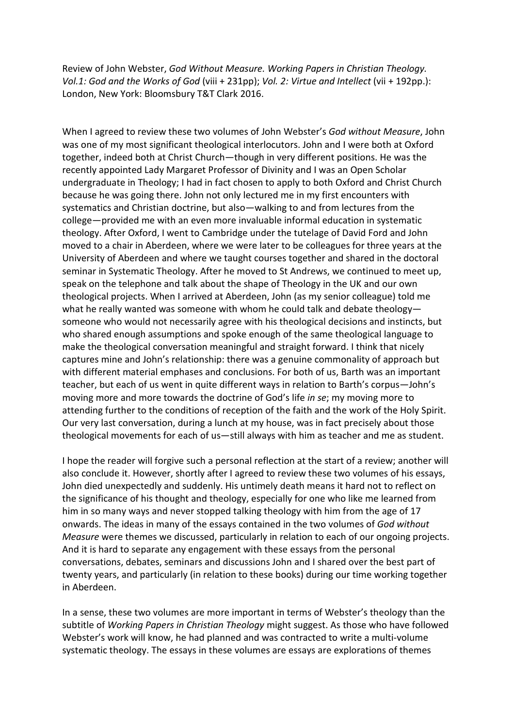Review of John Webster, *God Without Measure. Working Papers in Christian Theology. Vol.1: God and the Works of God* (viii + 231pp); *Vol. 2: Virtue and Intellect* (vii + 192pp.): London, New York: Bloomsbury T&T Clark 2016.

When I agreed to review these two volumes of John Webster's *God without Measure*, John was one of my most significant theological interlocutors. John and I were both at Oxford together, indeed both at Christ Church—though in very different positions. He was the recently appointed Lady Margaret Professor of Divinity and I was an Open Scholar undergraduate in Theology; I had in fact chosen to apply to both Oxford and Christ Church because he was going there. John not only lectured me in my first encounters with systematics and Christian doctrine, but also—walking to and from lectures from the college—provided me with an even more invaluable informal education in systematic theology. After Oxford, I went to Cambridge under the tutelage of David Ford and John moved to a chair in Aberdeen, where we were later to be colleagues for three years at the University of Aberdeen and where we taught courses together and shared in the doctoral seminar in Systematic Theology. After he moved to St Andrews, we continued to meet up, speak on the telephone and talk about the shape of Theology in the UK and our own theological projects. When I arrived at Aberdeen, John (as my senior colleague) told me what he really wanted was someone with whom he could talk and debate theology—someone who would not necessarily agree with his theological decisions and instincts, but who shared enough assumptions and spoke enough of the same theological language to make the theological conversation meaningful and straight forward. I think that nicely captures mine and John's relationship: there was a genuine commonality of approach but with different material emphases and conclusions. For both of us, Barth was an important teacher, but each of us went in quite different ways in relation to Barth's corpus—John's moving more and more towards the doctrine of God's life *in se*; my moving more to attending further to the conditions of reception of the faith and the work of the Holy Spirit. Our very last conversation, during a lunch at my house, was in fact precisely about those theological movements for each of us—still always with him as teacher and me as student.

I hope the reader will forgive such a personal reflection at the start of a review; another will also conclude it. However, shortly after I agreed to review these two volumes of his essays, John died unexpectedly and suddenly. His untimely death means it hard not to reflect on the significance of his thought and theology, especially for one who like me learned from him in so many ways and never stopped talking theology with him from the age of 17 onwards. The ideas in many of the essays contained in the two volumes of *God without Measure* were themes we discussed, particularly in relation to each of our ongoing projects. And it is hard to separate any engagement with these essays from the personal conversations, debates, seminars and discussions John and I shared over the best part of twenty years, and particularly (in relation to these books) during our time working together in Aberdeen.

In a sense, these two volumes are more important in terms of Webster's theology than the subtitle of *Working Papers in Christian Theology* might suggest. As those who have followed Webster's work will know, he had planned and was contracted to write a multi-volume systematic theology. The essays in these volumes are essays are explorations of themes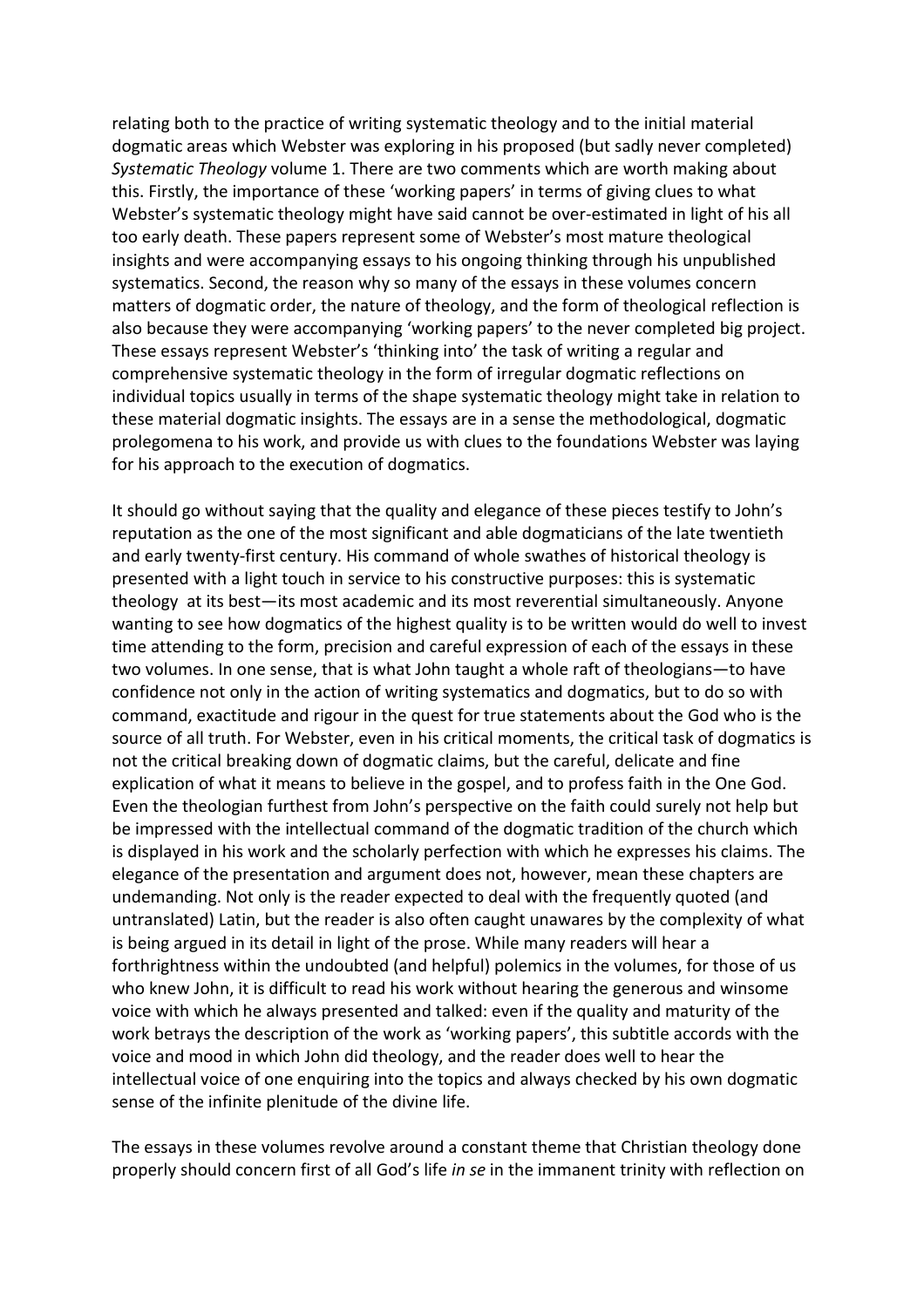relating both to the practice of writing systematic theology and to the initial material dogmatic areas which Webster was exploring in his proposed (but sadly never completed) *Systematic Theology* volume 1. There are two comments which are worth making about this. Firstly, the importance of these 'working papers' in terms of giving clues to what Webster's systematic theology might have said cannot be over-estimated in light of his all too early death. These papers represent some of Webster's most mature theological insights and were accompanying essays to his ongoing thinking through his unpublished systematics. Second, the reason why so many of the essays in these volumes concern matters of dogmatic order, the nature of theology, and the form of theological reflection is also because they were accompanying 'working papers' to the never completed big project. These essays represent Webster's 'thinking into' the task of writing a regular and comprehensive systematic theology in the form of irregular dogmatic reflections on individual topics usually in terms of the shape systematic theology might take in relation to these material dogmatic insights. The essays are in a sense the methodological, dogmatic prolegomena to his work, and provide us with clues to the foundations Webster was laying for his approach to the execution of dogmatics.

It should go without saying that the quality and elegance of these pieces testify to John's reputation as the one of the most significant and able dogmaticians of the late twentieth and early twenty-first century. His command of whole swathes of historical theology is presented with a light touch in service to his constructive purposes: this is systematic theology at its best—its most academic and its most reverential simultaneously. Anyone wanting to see how dogmatics of the highest quality is to be written would do well to invest time attending to the form, precision and careful expression of each of the essays in these two volumes. In one sense, that is what John taught a whole raft of theologians—to have confidence not only in the action of writing systematics and dogmatics, but to do so with command, exactitude and rigour in the quest for true statements about the God who is the source of all truth. For Webster, even in his critical moments, the critical task of dogmatics is not the critical breaking down of dogmatic claims, but the careful, delicate and fine explication of what it means to believe in the gospel, and to profess faith in the One God. Even the theologian furthest from John's perspective on the faith could surely not help but be impressed with the intellectual command of the dogmatic tradition of the church which is displayed in his work and the scholarly perfection with which he expresses his claims. The elegance of the presentation and argument does not, however, mean these chapters are undemanding. Not only is the reader expected to deal with the frequently quoted (and untranslated) Latin, but the reader is also often caught unawares by the complexity of what is being argued in its detail in light of the prose. While many readers will hear a forthrightness within the undoubted (and helpful) polemics in the volumes, for those of us who knew John, it is difficult to read his work without hearing the generous and winsome voice with which he always presented and talked: even if the quality and maturity of the work betrays the description of the work as 'working papers', this subtitle accords with the voice and mood in which John did theology, and the reader does well to hear the intellectual voice of one enquiring into the topics and always checked by his own dogmatic sense of the infinite plenitude of the divine life.

The essays in these volumes revolve around a constant theme that Christian theology done properly should concern first of all God's life *in se* in the immanent trinity with reflection on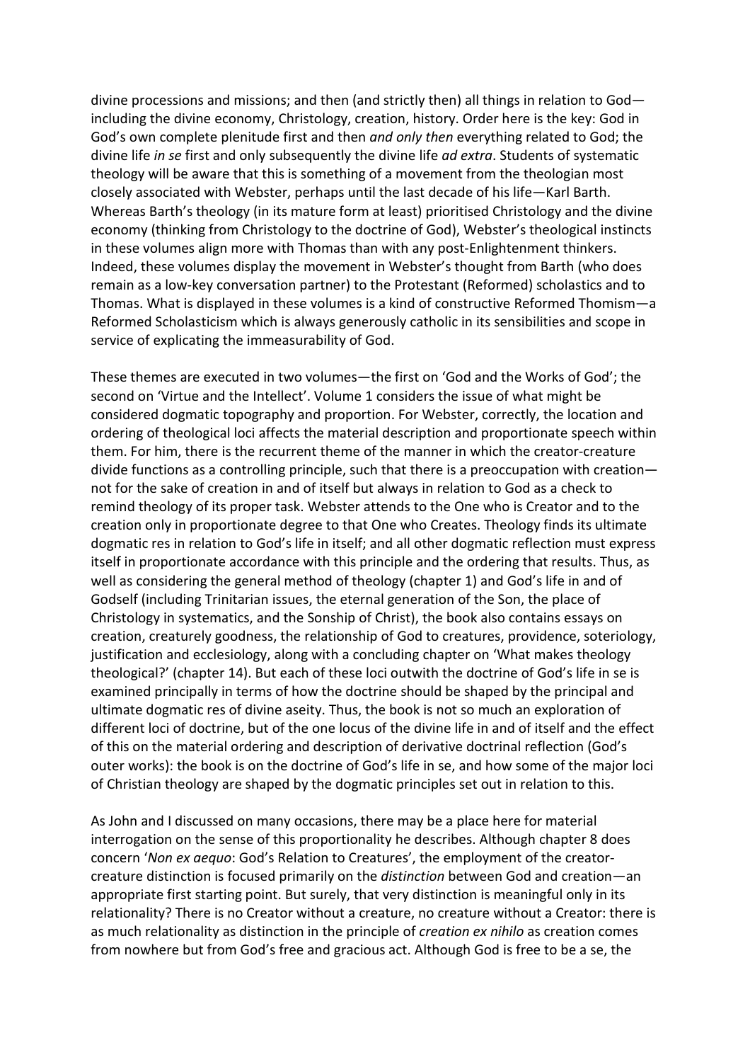divine processions and missions; and then (and strictly then) all things in relation to God—including the divine economy, Christology, creation, history. Order here is the key: God in God's own complete plenitude first and then *and only then* everything related to God; the divine life *in se* first and only subsequently the divine life *ad extra*. Students of systematic theology will be aware that this is something of a movement from the theologian most closely associated with Webster, perhaps until the last decade of his life—Karl Barth. Whereas Barth's theology (in its mature form at least) prioritised Christology and the divine economy (thinking from Christology to the doctrine of God), Webster's theological instincts in these volumes align more with Thomas than with any post-Enlightenment thinkers. Indeed, these volumes display the movement in Webster's thought from Barth (who does remain as a low-key conversation partner) to the Protestant (Reformed) scholastics and to Thomas. What is displayed in these volumes is a kind of constructive Reformed Thomism—a Reformed Scholasticism which is always generously catholic in its sensibilities and scope in service of explicating the immeasurability of God.

These themes are executed in two volumes—the first on 'God and the Works of God'; the second on 'Virtue and the Intellect'. Volume 1 considers the issue of what might be considered dogmatic topography and proportion. For Webster, correctly, the location and ordering of theological loci affects the material description and proportionate speech within them. For him, there is the recurrent theme of the manner in which the creator-creature divide functions as a controlling principle, such that there is a preoccupation with creation—not for the sake of creation in and of itself but always in relation to God as a check to remind theology of its proper task. Webster attends to the One who is Creator and to the creation only in proportionate degree to that One who Creates. Theology finds its ultimate dogmatic res in relation to God's life in itself; and all other dogmatic reflection must express itself in proportionate accordance with this principle and the ordering that results. Thus, as well as considering the general method of theology (chapter 1) and God's life in and of Godself (including Trinitarian issues, the eternal generation of the Son, the place of Christology in systematics, and the Sonship of Christ), the book also contains essays on creation, creaturely goodness, the relationship of God to creatures, providence, soteriology, justification and ecclesiology, along with a concluding chapter on 'What makes theology theological?' (chapter 14). But each of these loci outwith the doctrine of God's life in se is examined principally in terms of how the doctrine should be shaped by the principal and ultimate dogmatic res of divine aseity. Thus, the book is not so much an exploration of different loci of doctrine, but of the one locus of the divine life in and of itself and the effect of this on the material ordering and description of derivative doctrinal reflection (God's outer works): the book is on the doctrine of God's life in se, and how some of the major loci of Christian theology are shaped by the dogmatic principles set out in relation to this.

As John and I discussed on many occasions, there may be a place here for material interrogation on the sense of this proportionality he describes. Although chapter 8 does concern '*Non ex aequo*: God's Relation to Creatures', the employment of the creator-creature distinction is focused primarily on the *distinction* between God and creation—an appropriate first starting point. But surely, that very distinction is meaningful only in its relationality? There is no Creator without a creature, no creature without a Creator: there is as much relationality as distinction in the principle of *creation ex nihilo* as creation comes from nowhere but from God's free and gracious act. Although God is free to be a se, the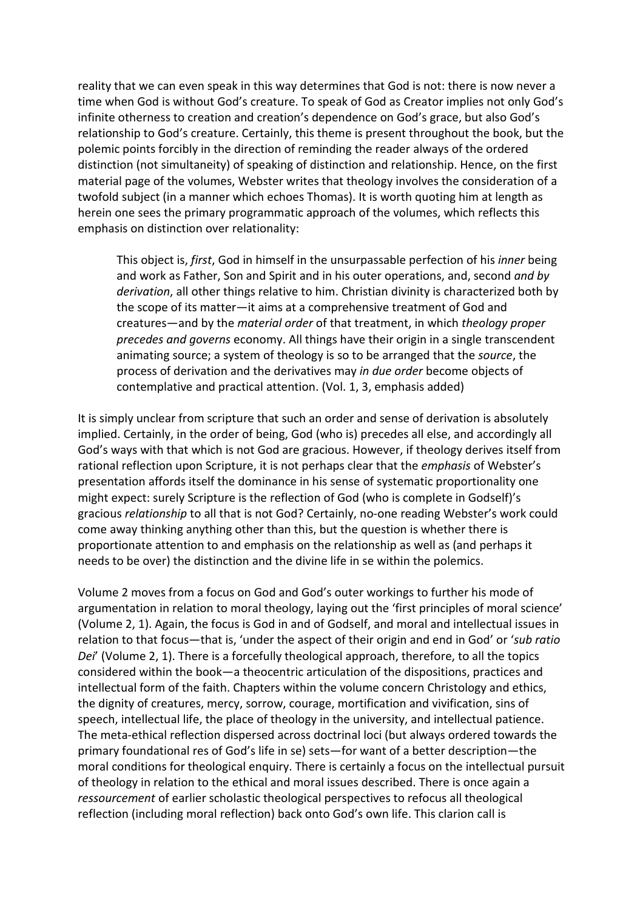reality that we can even speak in this way determines that God is not: there is now never a time when God is without God's creature. To speak of God as Creator implies not only God's infinite otherness to creation and creation's dependence on God's grace, but also God's relationship to God's creature. Certainly, this theme is present throughout the book, but the polemic points forcibly in the direction of reminding the reader always of the ordered distinction (not simultaneity) of speaking of distinction and relationship. Hence, on the first material page of the volumes, Webster writes that theology involves the consideration of a twofold subject (in a manner which echoes Thomas). It is worth quoting him at length as herein one sees the primary programmatic approach of the volumes, which reflects this emphasis on distinction over relationality:

> This object is, *first*, God in himself in the unsurpassable perfection of his *inner* being and work as Father, Son and Spirit and in his outer operations, and, second *and by derivation*, all other things relative to him. Christian divinity is characterized both by the scope of its matter—it aims at a comprehensive treatment of God and creatures—and by the *material order* of that treatment, in which *theology proper precedes and governs* economy. All things have their origin in a single transcendent animating source; a system of theology is so to be arranged that the *source*, the process of derivation and the derivatives may *in due order* become objects of contemplative and practical attention. (Vol. 1, 3, emphasis added)

It is simply unclear from scripture that such an order and sense of derivation is absolutely implied. Certainly, in the order of being, God (who is) precedes all else, and accordingly all God's ways with that which is not God are gracious. However, if theology derives itself from rational reflection upon Scripture, it is not perhaps clear that the *emphasis* of Webster's presentation affords itself the dominance in his sense of systematic proportionality one might expect: surely Scripture is the reflection of God (who is complete in Godself)'s gracious *relationship* to all that is not God? Certainly, no-one reading Webster's work could come away thinking anything other than this, but the question is whether there is proportionate attention to and emphasis on the relationship as well as (and perhaps it needs to be over) the distinction and the divine life in se within the polemics.

Volume 2 moves from a focus on God and God's outer workings to further his mode of argumentation in relation to moral theology, laying out the 'first principles of moral science' (Volume 2, 1). Again, the focus is God in and of Godself, and moral and intellectual issues in relation to that focus—that is, 'under the aspect of their origin and end in God' or '*sub ratio Dei*' (Volume 2, 1). There is a forcefully theological approach, therefore, to all the topics considered within the book—a theocentric articulation of the dispositions, practices and intellectual form of the faith. Chapters within the volume concern Christology and ethics, the dignity of creatures, mercy, sorrow, courage, mortification and vivification, sins of speech, intellectual life, the place of theology in the university, and intellectual patience. The meta-ethical reflection dispersed across doctrinal loci (but always ordered towards the primary foundational res of God's life in se) sets—for want of a better description—the moral conditions for theological enquiry. There is certainly a focus on the intellectual pursuit of theology in relation to the ethical and moral issues described. There is once again a *ressourcement* of earlier scholastic theological perspectives to refocus all theological reflection (including moral reflection) back onto God's own life. This clarion call is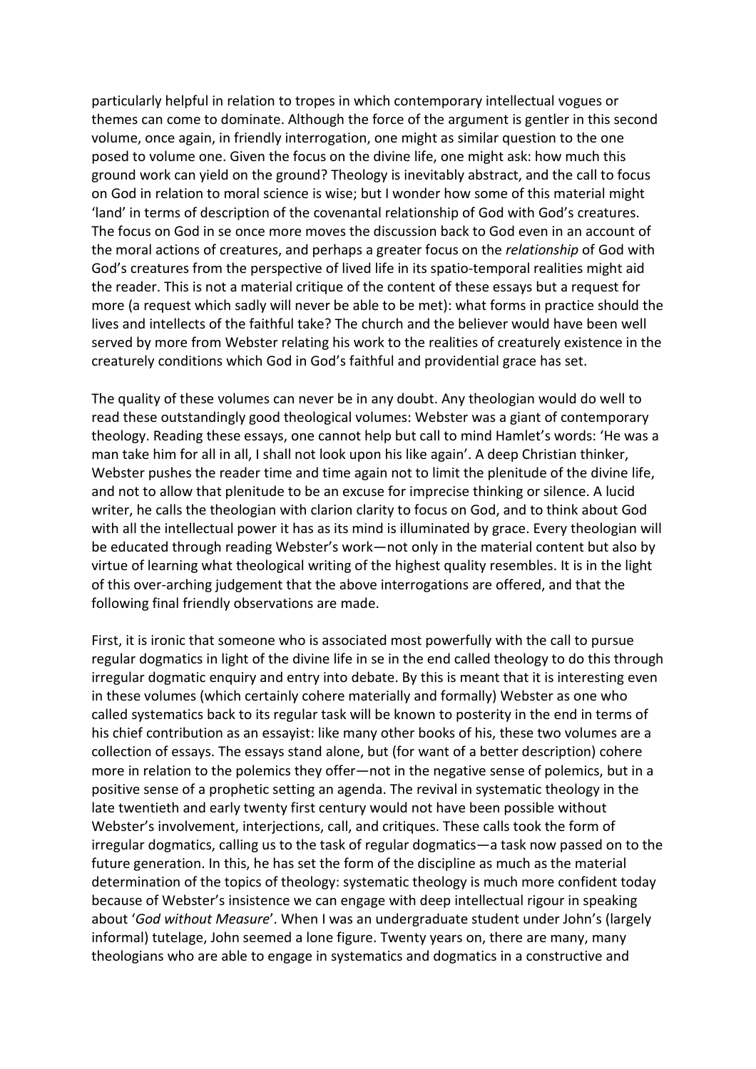particularly helpful in relation to tropes in which contemporary intellectual vogues or themes can come to dominate. Although the force of the argument is gentler in this second volume, once again, in friendly interrogation, one might as similar question to the one posed to volume one. Given the focus on the divine life, one might ask: how much this ground work can yield on the ground? Theology is inevitably abstract, and the call to focus on God in relation to moral science is wise; but I wonder how some of this material might 'land' in terms of description of the covenantal relationship of God with God's creatures. The focus on God in se once more moves the discussion back to God even in an account of the moral actions of creatures, and perhaps a greater focus on the *relationship* of God with God's creatures from the perspective of lived life in its spatio-temporal realities might aid the reader. This is not a material critique of the content of these essays but a request for more (a request which sadly will never be able to be met): what forms in practice should the lives and intellects of the faithful take? The church and the believer would have been well served by more from Webster relating his work to the realities of creaturely existence in the creaturely conditions which God in God's faithful and providential grace has set.

The quality of these volumes can never be in any doubt. Any theologian would do well to read these outstandingly good theological volumes: Webster was a giant of contemporary theology. Reading these essays, one cannot help but call to mind Hamlet's words: 'He was a man take him for all in all, I shall not look upon his like again'. A deep Christian thinker, Webster pushes the reader time and time again not to limit the plenitude of the divine life, and not to allow that plenitude to be an excuse for imprecise thinking or silence. A lucid writer, he calls the theologian with clarion clarity to focus on God, and to think about God with all the intellectual power it has as its mind is illuminated by grace. Every theologian will be educated through reading Webster's work—not only in the material content but also by virtue of learning what theological writing of the highest quality resembles. It is in the light of this over-arching judgement that the above interrogations are offered, and that the following final friendly observations are made.

First, it is ironic that someone who is associated most powerfully with the call to pursue regular dogmatics in light of the divine life in se in the end called theology to do this through irregular dogmatic enquiry and entry into debate. By this is meant that it is interesting even in these volumes (which certainly cohere materially and formally) Webster as one who called systematics back to its regular task will be known to posterity in the end in terms of his chief contribution as an essayist: like many other books of his, these two volumes are a collection of essays. The essays stand alone, but (for want of a better description) cohere more in relation to the polemics they offer—not in the negative sense of polemics, but in a positive sense of a prophetic setting an agenda. The revival in systematic theology in the late twentieth and early twenty first century would not have been possible without Webster's involvement, interjections, call, and critiques. These calls took the form of irregular dogmatics, calling us to the task of regular dogmatics—a task now passed on to the future generation. In this, he has set the form of the discipline as much as the material determination of the topics of theology: systematic theology is much more confident today because of Webster's insistence we can engage with deep intellectual rigour in speaking about '*God without Measure*'. When I was an undergraduate student under John's (largely informal) tutelage, John seemed a lone figure. Twenty years on, there are many, many theologians who are able to engage in systematics and dogmatics in a constructive and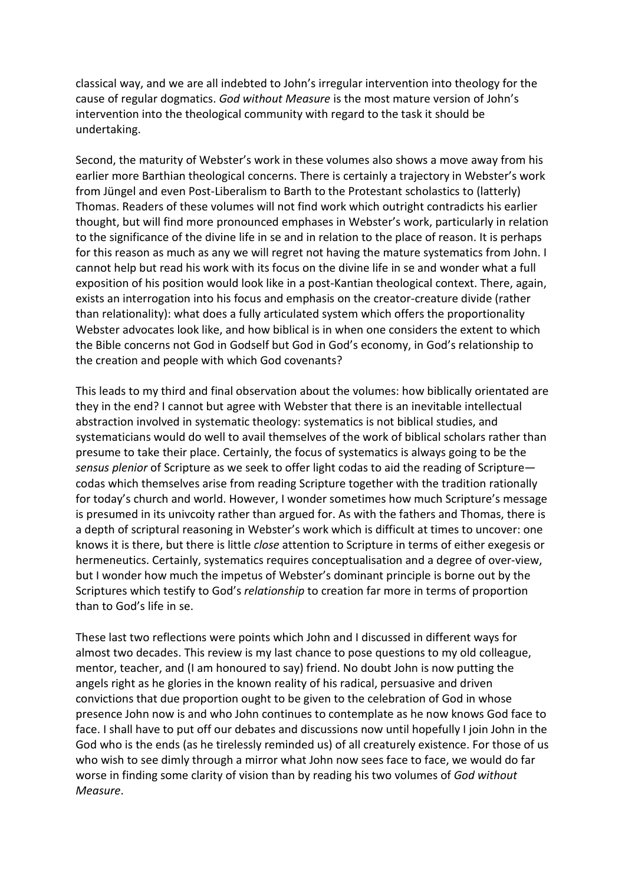classical way, and we are all indebted to John's irregular intervention into theology for the cause of regular dogmatics. *God without Measure* is the most mature version of John's intervention into the theological community with regard to the task it should be undertaking.

Second, the maturity of Webster's work in these volumes also shows a move away from his earlier more Barthian theological concerns. There is certainly a trajectory in Webster's work from Jüngel and even Post-Liberalism to Barth to the Protestant scholastics to (latterly) Thomas. Readers of these volumes will not find work which outright contradicts his earlier thought, but will find more pronounced emphases in Webster's work, particularly in relation to the significance of the divine life in se and in relation to the place of reason. It is perhaps for this reason as much as any we will regret not having the mature systematics from John. I cannot help but read his work with its focus on the divine life in se and wonder what a full exposition of his position would look like in a post-Kantian theological context. There, again, exists an interrogation into his focus and emphasis on the creator-creature divide (rather than relationality): what does a fully articulated system which offers the proportionality Webster advocates look like, and how biblical is in when one considers the extent to which the Bible concerns not God in Godself but God in God's economy, in God's relationship to the creation and people with which God covenants?

This leads to my third and final observation about the volumes: how biblically orientated are they in the end? I cannot but agree with Webster that there is an inevitable intellectual abstraction involved in systematic theology: systematics is not biblical studies, and systematicians would do well to avail themselves of the work of biblical scholars rather than presume to take their place. Certainly, the focus of systematics is always going to be the *sensus plenior* of Scripture as we seek to offer light codas to aid the reading of Scripture—codas which themselves arise from reading Scripture together with the tradition rationally for today's church and world. However, I wonder sometimes how much Scripture's message is presumed in its univcoity rather than argued for. As with the fathers and Thomas, there is a depth of scriptural reasoning in Webster's work which is difficult at times to uncover: one knows it is there, but there is little *close* attention to Scripture in terms of either exegesis or hermeneutics. Certainly, systematics requires conceptualisation and a degree of over-view, but I wonder how much the impetus of Webster's dominant principle is borne out by the Scriptures which testify to God's *relationship* to creation far more in terms of proportion than to God's life in se.

These last two reflections were points which John and I discussed in different ways for almost two decades. This review is my last chance to pose questions to my old colleague, mentor, teacher, and (I am honoured to say) friend. No doubt John is now putting the angels right as he glories in the known reality of his radical, persuasive and driven convictions that due proportion ought to be given to the celebration of God in whose presence John now is and who John continues to contemplate as he now knows God face to face. I shall have to put off our debates and discussions now until hopefully I join John in the God who is the ends (as he tirelessly reminded us) of all creaturely existence. For those of us who wish to see dimly through a mirror what John now sees face to face, we would do far worse in finding some clarity of vision than by reading his two volumes of *God without Measure*.